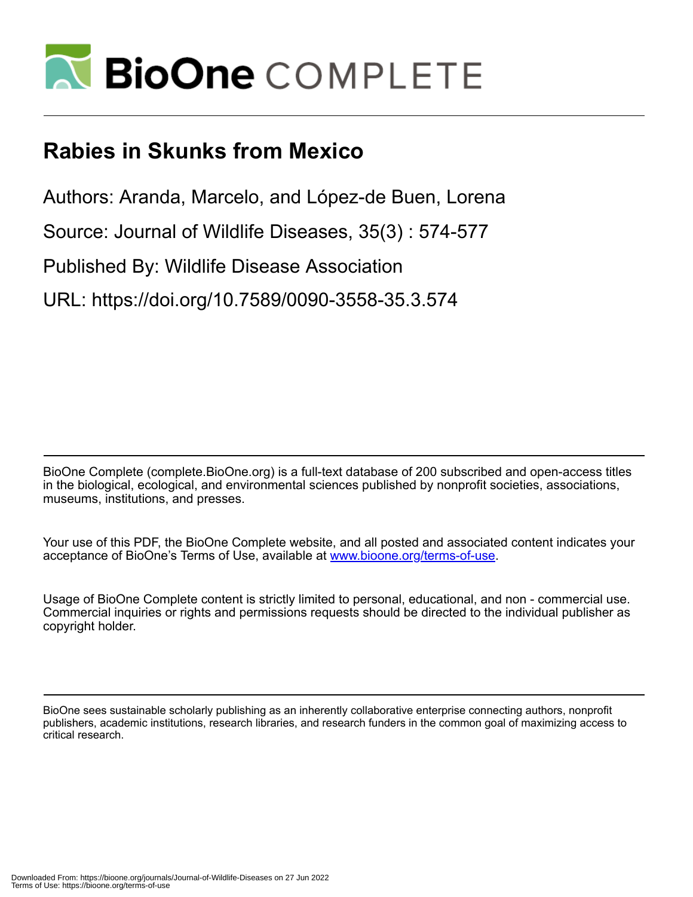# Rabies in Skunks from Mexico

Authors: Aranda, Marcelo, and López-de Buen, Lorena

Source: Journal of Wildlife Diseases, 35(3) : 574-577

Published By: Wildlife Disease Association

URL: https://doi.org/10.7589/0090-3558-35.3.574

BioOne Complete (complete.BioOne.org) is a full-text database of 200 subscribed and open-access titles in the biological, ecological, and environmental sciences published by nonprofit societies, associations, museums, institutions, and presses.

Your use of this PDF, the BioOne Complete website, and all posted and associated content indicates your acceptance of BioOne's Terms of Use, available at www.bioone.org/terms-of-use.

Usage of BioOne Complete content is strictly limited to personal, educational, and non - commercial use. Commercial inquiries or rights and permissions requests should be directed to the individual publisher as copyright holder.

BioOne sees sustainable scholarly publishing as an inherently collaborative enterprise connecting authors, nonprofit publishers, academic institutions, research libraries, and research funders in the common goal of maximizing access to critical research.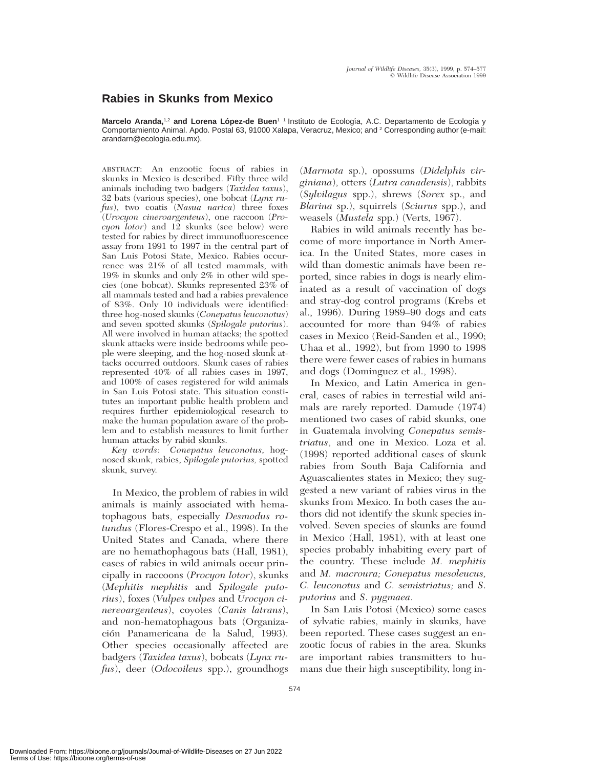# Rabies in Skunks from Mexico

**Marcelo Aranda,**[1,2] **and Lorena López-de Buen**[1] [1] Instituto de Ecología, A.C. Departamento de Ecología y Comportamiento Animal. Apdo. Postal 63, 91000 Xalapa, Veracruz, Mexico; and [2] Corresponding author (e-mail: arandarn@ecologia.edu.mx).

ABSTRACT: An enzootic focus of rabies in skunks in Mexico is described. Fifty three wild animals including two badgers (*Taxidea taxus*), 32 bats (various species), one bobcat (*Lynx rufus*), two coatis (*Nasua narica*) three foxes (*Urocyon cineroargenteus*), one raccoon (*Procyon lotor*) and 12 skunks (see below) were tested for rabies by direct immunofluorescence assay from 1991 to 1997 in the central part of San Luis Potosi State, Mexico. Rabies occurrence was 21% of all tested mammals, with 19% in skunks and only 2% in other wild species (one bobcat). Skunks represented 23% of all mammals tested and had a rabies prevalence of 83%. Only 10 individuals were identified: three hog-nosed skunks (*Conepatus leuconotus*) and seven spotted skunks (*Spilogale putorius*). All were involved in human attacks; the spotted skunk attacks were inside bedrooms while people were sleeping, and the hog-nosed skunk attacks occurred outdoors. Skunk cases of rabies represented 40% of all rabies cases in 1997, and 100% of cases registered for wild animals in San Luis Potosi state. This situation constitutes an important public health problem and requires further epidemiological research to make the human population aware of the problem and to establish measures to limit further human attacks by rabid skunks.

*Key words*: *Conepatus leuconotus,* hog-nosed skunk, rabies, *Spilogale putorius*, spotted skunk, survey.

In Mexico, the problem of rabies in wild animals is mainly associated with hematophagous bats, especially *Desmodus rotundus* (Flores-Crespo et al., 1998). In the United States and Canada, where there are no hemathophagous bats (Hall, 1981), cases of rabies in wild animals occur principally in raccoons (*Procyon lotor*), skunks (*Mephitis mephitis* and *Spilogale putorius*), foxes (*Vulpes vulpes* and *Urocyon cinereoargenteus*), coyotes (*Canis latrans*), and non-hematophagous bats (Organización Panamericana de la Salud, 1993). Other species occasionally affected are badgers (*Taxidea taxus*), bobcats (*Lynx rufus*), deer (*Odocoileus* spp.), groundhogs (*Marmota* sp.), opossums (*Didelphis virginiana*), otters (*Lutra canadensis*), rabbits (*Sylvilagus* spp.), shrews (*Sorex* sp., and *Blarina* sp.), squirrels (*Sciurus* spp.), and weasels (*Mustela* spp.) (Verts, 1967).

Rabies in wild animals recently has become of more importance in North America. In the United States, more cases in wild than domestic animals have been reported, since rabies in dogs is nearly eliminated as a result of vaccination of dogs and stray-dog control programs (Krebs et al., 1996). During 1989–90 dogs and cats accounted for more than 94% of rabies cases in Mexico (Reid-Sanden et al., 1990; Uhaa et al., 1992), but from 1990 to 1998 there were fewer cases of rabies in humans and dogs (Dominguez et al., 1998).

In Mexico, and Latin America in general, cases of rabies in terrestial wild animals are rarely reported. Damude (1974) mentioned two cases of rabid skunks, one in Guatemala involving *Conepatus semistriatus*, and one in Mexico. Loza et al. (1998) reported additional cases of skunk rabies from South Baja California and Aguascalientes states in Mexico; they suggested a new variant of rabies virus in the skunks from Mexico. In both cases the authors did not identify the skunk species involved. Seven species of skunks are found in Mexico (Hall, 1981), with at least one species probably inhabiting every part of the country. These include *M. mephitis* and *M. macroura; Conepatus mesoleucus, C. leuconotus* and *C. semistriatus;* and *S. putorius* and *S. pygmaea*.

In San Luis Potosi (Mexico) some cases of sylvatic rabies, mainly in skunks, have been reported. These cases suggest an enzootic focus of rabies in the area. Skunks are important rabies transmitters to humans due their high susceptibility, long in-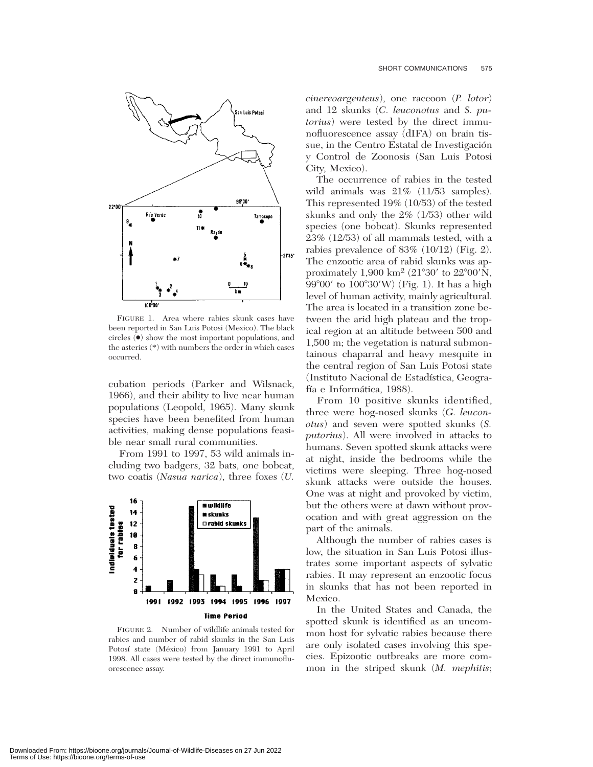FIGURE 1. Area where rabies skunk cases have been reported in San Luis Potosi (Mexico). The black circles (●) show the most important populations, and the asterics (*) with numbers the order in which cases occurred.

cubation periods (Parker and Wilsnack, 1966), and their ability to live near human populations (Leopold, 1965). Many skunk species have been benefited from human activities, making dense populations feasible near small rural communities.

From 1991 to 1997, 53 wild animals including two badgers, 32 bats, one bobcat, two coatis (*Nasua narica*), three foxes (*U. cinereoargenteus*), one raccoon (*P. lotor*) and 12 skunks (*C. leuconotus* and *S. putorius*) were tested by the direct immunofluorescence assay (dIFA) on brain tissue, in the Centro Estatal de Investigación y Control de Zoonosis (San Luis Potosi City, Mexico).

FIGURE 2. Number of wildlife animals tested for rabies and number of rabid skunks in the San Luis Potosí state (México) from January 1991 to April 1998. All cases were tested by the direct immunofluorescence assay.

The occurrence of rabies in the tested wild animals was 21% (11/53 samples). This represented 19% (10/53) of the tested skunks and only the 2% (1/53) other wild species (one bobcat). Skunks represented 23% (12/53) of all mammals tested, with a rabies prevalence of 83% (10/12) (Fig. 2). The enzootic area of rabid skunks was approximately 1,900 km$^2$ (21°30′ to 22°00′N, 99°00′ to 100°30′W) (Fig. 1). It has a high level of human activity, mainly agricultural. The area is located in a transition zone between the arid high plateau and the tropical region at an altitude between 500 and 1,500 m; the vegetation is natural submontainous chaparral and heavy mesquite in the central region of San Luis Potosi state (Instituto Nacional de Estadística, Geografía e Informática, 1988).

From 10 positive skunks identified, three were hog-nosed skunks (*G. leuconotus*) and seven were spotted skunks (*S. putorius*). All were involved in attacks to humans. Seven spotted skunk attacks were at night, inside the bedrooms while the victims were sleeping. Three hog-nosed skunk attacks were outside the houses. One was at night and provoked by victim, but the others were at dawn without provocation and with great aggression on the part of the animals.

Although the number of rabies cases is low, the situation in San Luis Potosi illustrates some important aspects of sylvatic rabies. It may represent an enzootic focus in skunks that has not been reported in Mexico.

In the United States and Canada, the spotted skunk is identified as an uncommon host for sylvatic rabies because there are only isolated cases involving this species. Epizootic outbreaks are more common in the striped skunk (*M. mephitis*;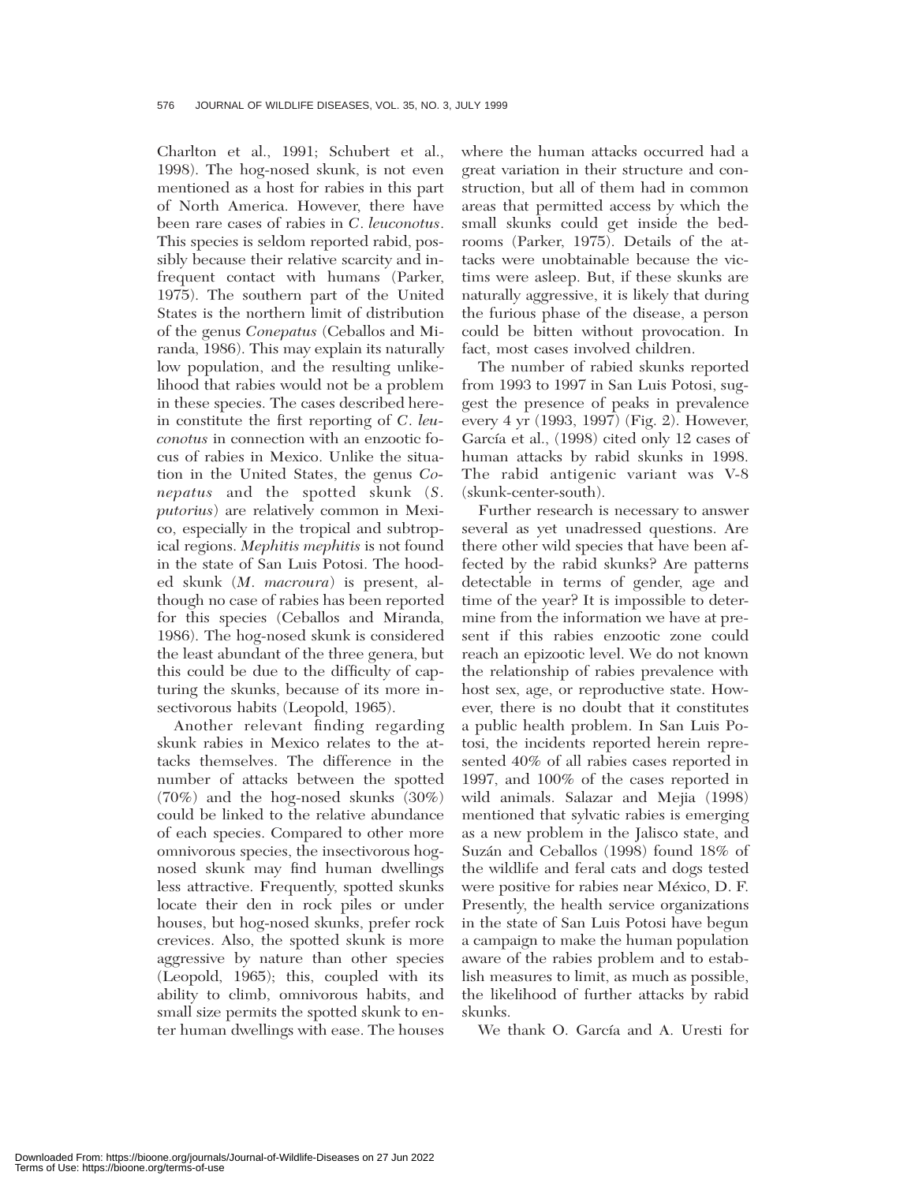Charlton et al., 1991; Schubert et al., 1998). The hog-nosed skunk, is not even mentioned as a host for rabies in this part of North America. However, there have been rare cases of rabies in *C. leuconotus*. This species is seldom reported rabid, possibly because their relative scarcity and infrequent contact with humans (Parker, 1975). The southern part of the United States is the northern limit of distribution of the genus *Conepatus* (Ceballos and Miranda, 1986). This may explain its naturally low population, and the resulting unlikelihood that rabies would not be a problem in these species. The cases described herein constitute the first reporting of *C. leuconotus* in connection with an enzootic focus of rabies in Mexico. Unlike the situation in the United States, the genus *Conepatus* and the spotted skunk (*S. putorius*) are relatively common in Mexico, especially in the tropical and subtropical regions. *Mephitis mephitis* is not found in the state of San Luis Potosi. The hooded skunk (*M. macroura*) is present, although no case of rabies has been reported for this species (Ceballos and Miranda, 1986). The hog-nosed skunk is considered the least abundant of the three genera, but this could be due to the difficulty of capturing the skunks, because of its more insectivorous habits (Leopold, 1965).

Another relevant finding regarding skunk rabies in Mexico relates to the attacks themselves. The difference in the number of attacks between the spotted (70%) and the hog-nosed skunks (30%) could be linked to the relative abundance of each species. Compared to other more omnivorous species, the insectivorous hog-nosed skunk may find human dwellings less attractive. Frequently, spotted skunks locate their den in rock piles or under houses, but hog-nosed skunks, prefer rock crevices. Also, the spotted skunk is more aggressive by nature than other species (Leopold, 1965); this, coupled with its ability to climb, omnivorous habits, and small size permits the spotted skunk to enter human dwellings with ease. The houses where the human attacks occurred had a great variation in their structure and construction, but all of them had in common areas that permitted access by which the small skunks could get inside the bedrooms (Parker, 1975). Details of the attacks were unobtainable because the victims were asleep. But, if these skunks are naturally aggressive, it is likely that during the furious phase of the disease, a person could be bitten without provocation. In fact, most cases involved children.

The number of rabied skunks reported from 1993 to 1997 in San Luis Potosi, suggest the presence of peaks in prevalence every 4 yr (1993, 1997) (Fig. 2). However, García et al., (1998) cited only 12 cases of human attacks by rabid skunks in 1998. The rabid antigenic variant was V-8 (skunk-center-south).

Further research is necessary to answer several as yet unadressed questions. Are there other wild species that have been affected by the rabid skunks? Are patterns detectable in terms of gender, age and time of the year? It is impossible to determine from the information we have at present if this rabies enzootic zone could reach an epizootic level. We do not known the relationship of rabies prevalence with host sex, age, or reproductive state. However, there is no doubt that it constitutes a public health problem. In San Luis Potosi, the incidents reported herein represented 40% of all rabies cases reported in 1997, and 100% of the cases reported in wild animals. Salazar and Mejia (1998) mentioned that sylvatic rabies is emerging as a new problem in the Jalisco state, and Suzán and Ceballos (1998) found 18% of the wildlife and feral cats and dogs tested were positive for rabies near México, D. F. Presently, the health service organizations in the state of San Luis Potosi have begun a campaign to make the human population aware of the rabies problem and to establish measures to limit, as much as possible, the likelihood of further attacks by rabid skunks.

We thank O. García and A. Uresti for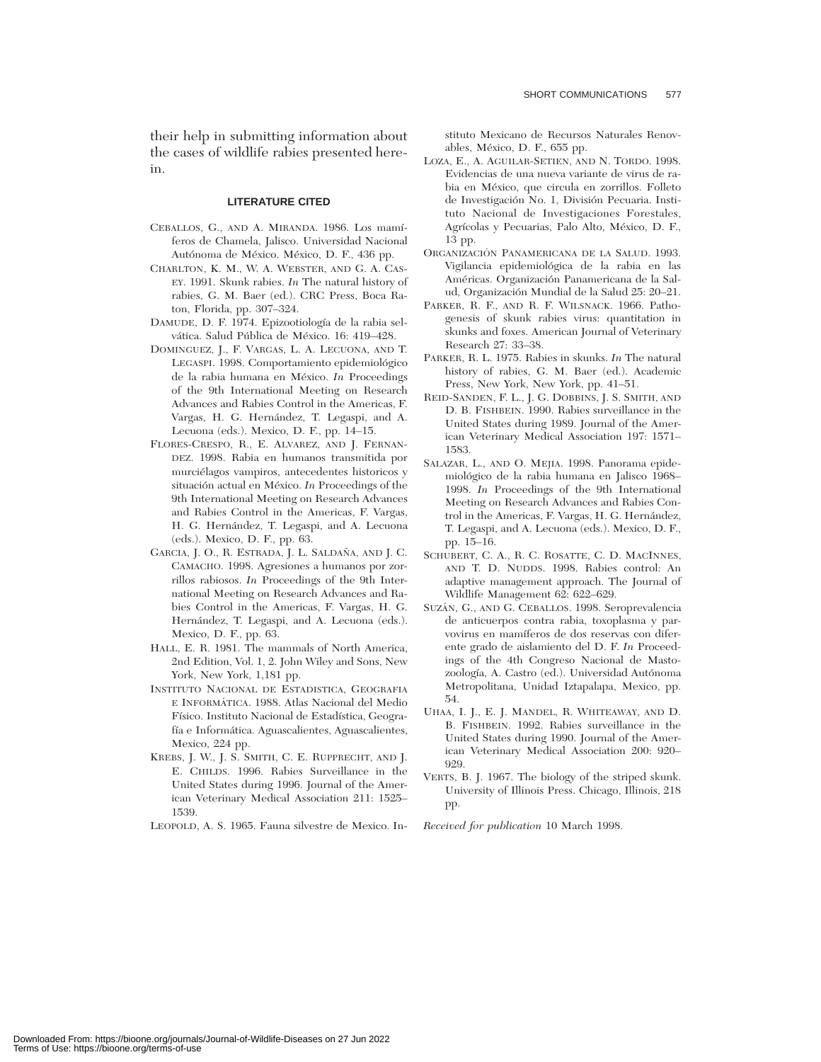their help in submitting information about the cases of wildlife rabies presented herein.

## LITERATURE CITED

CEBALLOS, G., AND A. MIRANDA. 1986. Los mamíferos de Chamela, Jalisco. Universidad Nacional Autónoma de México. México, D. F., 436 pp.

CHARLTON, K. M., W. A. WEBSTER, AND G. A. CASEY. 1991. Skunk rabies. *In* The natural history of rabies, G. M. Baer (ed.). CRC Press, Boca Raton, Florida, pp. 307–324.

DAMUDE, D. F. 1974. Epizootiología de la rabia selvática. Salud Pública de México. 16: 419–428.

DOMINGUEZ, J., F. VARGAS, L. A. LECUONA, AND T. LEGASPI. 1998. Comportamiento epidemiológico de la rabia humana en México. *In* Proceedings of the 9th International Meeting on Research Advances and Rabies Control in the Americas, F. Vargas, H. G. Hernández, T. Legaspi, and A. Lecuona (eds.). Mexico, D. F., pp. 14–15.

FLORES-CRESPO, R., E. ALVAREZ, AND J. FERNANDEZ. 1998. Rabia en humanos transmitida por murciélagos vampiros, antecedentes historicos y situación actual en México. *In* Proceedings of the 9th International Meeting on Research Advances and Rabies Control in the Americas, F. Vargas, H. G. Hernández, T. Legaspi, and A. Lecuona (eds.). Mexico, D. F., pp. 63.

GARCIA, J. O., R. ESTRADA, J. L. SALDAÑA, AND J. C. CAMACHO. 1998. Agresiones a humanos por zorrillos rabiosos. *In* Proceedings of the 9th International Meeting on Research Advances and Rabies Control in the Americas, F. Vargas, H. G. Hernández, T. Legaspi, and A. Lecuona (eds.). Mexico, D. F., pp. 63.

HALL, E. R. 1981. The mammals of North America, 2nd Edition, Vol. 1, 2. John Wiley and Sons, New York, New York, 1,181 pp.

INSTITUTO NACIONAL DE ESTADISTICA, GEOGRAFIA E INFORMÁTICA. 1988. Atlas Nacional del Medio Físico. Instituto Nacional de Estadística, Geografía e Informática. Aguascalientes, Aguascalientes, Mexico, 224 pp.

KREBS, J. W., J. S. SMITH, C. E. RUPPRECHT, AND J. E. CHILDS. 1996. Rabies Surveillance in the United States during 1996. Journal of the American Veterinary Medical Association 211: 1525–1539.

LEOPOLD, A. S. 1965. Fauna silvestre de Mexico. Instituto Mexicano de Recursos Naturales Renovables, México, D. F., 655 pp.

LOZA, E., A. AGUILAR-SETIEN, AND N. TORDO. 1998. Evidencias de una nueva variante de virus de rabia en México, que circula en zorrillos. Folleto de Investigación No. 1, División Pecuaria. Instituto Nacional de Investigaciones Forestales, Agrícolas y Pecuarias, Palo Alto, México, D. F., 13 pp.

ORGANIZACIÓN PANAMERICANA DE LA SALUD. 1993. Vigilancia epidemiológica de la rabia en las Américas. Organización Panamericana de la Salud, Organización Mundial de la Salud 25: 20–21.

PARKER, R. F., AND R. F. WILSNACK. 1966. Pathogenesis of skunk rabies virus: quantitation in skunks and foxes. American Journal of Veterinary Research 27: 33–38.

PARKER, R. L. 1975. Rabies in skunks. *In* The natural history of rabies, G. M. Baer (ed.). Academic Press, New York, New York, pp. 41–51.

REID-SANDEN, F. L., J. G. DOBBINS, J. S. SMITH, AND D. B. FISHBEIN. 1990. Rabies surveillance in the United States during 1989. Journal of the American Veterinary Medical Association 197: 1571–1583.

SALAZAR, L., AND O. MEJIA. 1998. Panorama epidemiológico de la rabia humana en Jalisco 1968–1998. *In* Proceedings of the 9th International Meeting on Research Advances and Rabies Control in the Americas, F. Vargas, H. G. Hernández, T. Legaspi, and A. Lecuona (eds.). Mexico, D. F., pp. 15–16.

SCHUBERT, C. A., R. C. ROSATTE, C. D. MACINNES, AND T. D. NUDDS. 1998. Rabies control: An adaptive management approach. The Journal of Wildlife Management 62: 622–629.

SUZÁN, G., AND G. CEBALLOS. 1998. Seroprevalencia de anticuerpos contra rabia, toxoplasma y parvovirus en mamíferos de dos reservas con diferente grado de aislamiento del D. F. *In* Proceedings of the 4th Congreso Nacional de Mastozoología, A. Castro (ed.). Universidad Autónoma Metropolitana, Unidad Iztapalapa, Mexico, pp. 54.

UHAA, I. J., E. J. MANDEL, R. WHITEAWAY, AND D. B. FISHBEIN. 1992. Rabies surveillance in the United States during 1990. Journal of the American Veterinary Medical Association 200: 920–929.

VERTS, B. J. 1967. The biology of the striped skunk. University of Illinois Press. Chicago, Illinois, 218 pp.

*Received for publication* 10 March 1998.